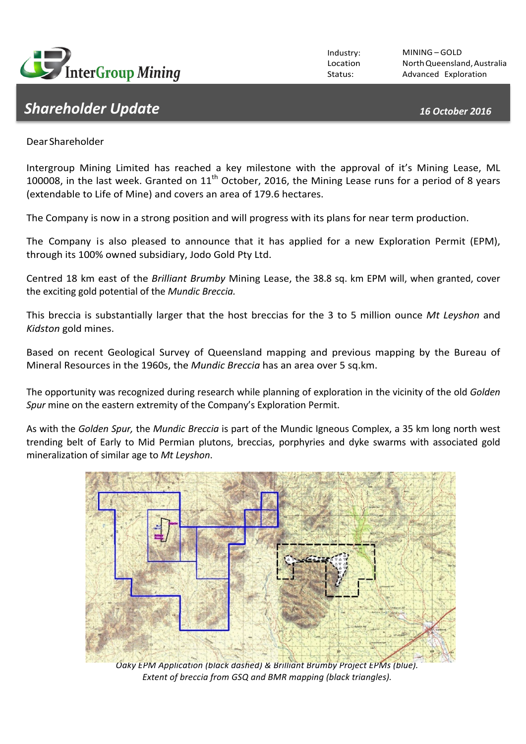InterGroup Mining

Industry: MINING – GOLD
Location: North Queensland, Australia
Status: Advanced Exploration

# Shareholder Update

**16 October 2016**

Dear Shareholder

Intergroup Mining Limited has reached a key milestone with the approval of it's Mining Lease, ML 100008, in the last week. Granted on 11th October, 2016, the Mining Lease runs for a period of 8 years (extendable to Life of Mine) and covers an area of 179.6 hectares.

The Company is now in a strong position and will progress with its plans for near term production.

The Company is also pleased to announce that it has applied for a new Exploration Permit (EPM), through its 100% owned subsidiary, Jodo Gold Pty Ltd.

Centred 18 km east of the *Brilliant Brumby* Mining Lease, the 38.8 sq. km EPM will, when granted, cover the exciting gold potential of the *Mundic Breccia.*

This breccia is substantially larger that the host breccias for the 3 to 5 million ounce *Mt Leyshon* and *Kidston* gold mines.

Based on recent Geological Survey of Queensland mapping and previous mapping by the Bureau of Mineral Resources in the 1960s, the *Mundic Breccia* has an area over 5 sq.km.

The opportunity was recognized during research while planning of exploration in the vicinity of the old *Golden Spur* mine on the eastern extremity of the Company's Exploration Permit.

As with the *Golden Spur,* the *Mundic Breccia* is part of the Mundic Igneous Complex, a 35 km long north west trending belt of Early to Mid Permian plutons, breccias, porphyries and dyke swarms with associated gold mineralization of similar age to *Mt Leyshon*.

*Oaky EPM Application (black dashed) & Brilliant Brumby Project EPMs (blue). Extent of breccia from GSQ and BMR mapping (black triangles).*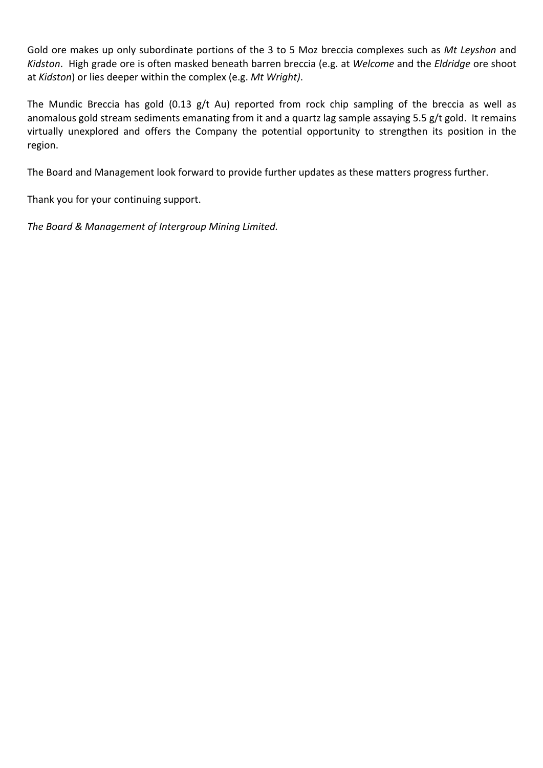Gold ore makes up only subordinate portions of the 3 to 5 Moz breccia complexes such as *Mt Leyshon* and *Kidston*. High grade ore is often masked beneath barren breccia (e.g. at *Welcome* and the *Eldridge* ore shoot at *Kidston*) or lies deeper within the complex (e.g. *Mt Wright)*.

The Mundic Breccia has gold (0.13 g/t Au) reported from rock chip sampling of the breccia as well as anomalous gold stream sediments emanating from it and a quartz lag sample assaying 5.5 g/t gold. It remains virtually unexplored and offers the Company the potential opportunity to strengthen its position in the region.

The Board and Management look forward to provide further updates as these matters progress further.

Thank you for your continuing support.

*The Board & Management of Intergroup Mining Limited.*